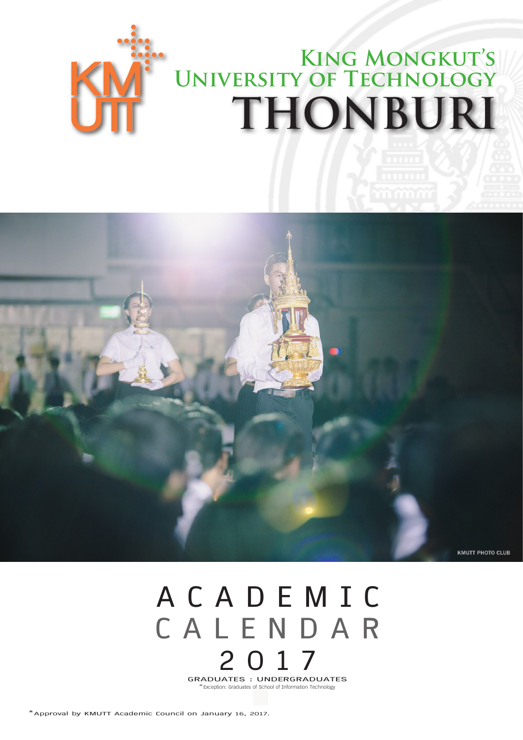# KING MONGKUT'S UNIVERSITY OF TECHNOLOGY THONBURI

KMUTT PHOTO CLUB

# ACADEMIC CALENDAR 2017

GRADUATES : UNDERGRADUATES

*Exception: Graduates of School of Information Technology

*Approval by KMUTT Academic Council on January 16, 2017.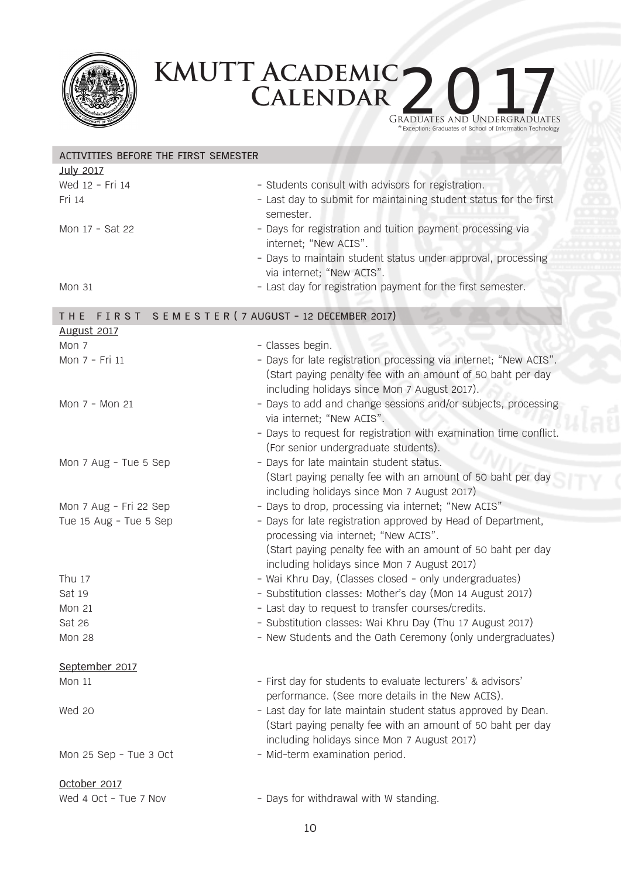# KMUTT Academic Calendar 2017

Graduates and Undergraduates

*Exception: Graduates of School of Information Technology

## ACTIVITIES BEFORE THE FIRST SEMESTER

**July 2017**

| Date | Activity |
| --- | --- |
| Wed 12 - Fri 14 | - Students consult with advisors for registration. |
| Fri 14 | - Last day to submit for maintaining student status for the first semester. |
| Mon 17 - Sat 22 | - Days for registration and tuition payment processing via internet; "New ACIS".<br>- Days to maintain student status under approval, processing via internet; "New ACIS". |
| Mon 31 | - Last day for registration payment for the first semester. |

## THE FIRST SEMESTER ( 7 AUGUST - 12 DECEMBER 2017)

**August 2017**

| Date | Activity |
| --- | --- |
| Mon 7 | - Classes begin. |
| Mon 7 - Fri 11 | - Days for late registration processing via internet; "New ACIS". (Start paying penalty fee with an amount of 50 baht per day including holidays since Mon 7 August 2017). |
| Mon 7 - Mon 21 | - Days to add and change sessions and/or subjects, processing via internet; "New ACIS".<br>- Days to request for registration with examination time conflict. (For senior undergraduate students). |
| Mon 7 Aug - Tue 5 Sep | - Days for late maintain student status. (Start paying penalty fee with an amount of 50 baht per day including holidays since Mon 7 August 2017) |
| Mon 7 Aug - Fri 22 Sep | - Days to drop, processing via internet; "New ACIS" |
| Tue 15 Aug - Tue 5 Sep | - Days for late registration approved by Head of Department, processing via internet; "New ACIS". (Start paying penalty fee with an amount of 50 baht per day including holidays since Mon 7 August 2017) |
| Thu 17 | - Wai Khru Day, (Classes closed - only undergraduates) |
| Sat 19 | - Substitution classes: Mother's day (Mon 14 August 2017) |
| Mon 21 | - Last day to request to transfer courses/credits. |
| Sat 26 | - Substitution classes: Wai Khru Day (Thu 17 August 2017) |
| Mon 28 | - New Students and the Oath Ceremony (only undergraduates) |

**September 2017**

| Date | Activity |
| --- | --- |
| Mon 11 | - First day for students to evaluate lecturers' & advisors' performance. (See more details in the New ACIS). |
| Wed 20 | - Last day for late maintain student status approved by Dean. (Start paying penalty fee with an amount of 50 baht per day including holidays since Mon 7 August 2017) |
| Mon 25 Sep - Tue 3 Oct | - Mid-term examination period. |

**October 2017**

| Date | Activity |
| --- | --- |
| Wed 4 Oct - Tue 7 Nov | - Days for withdrawal with W standing. |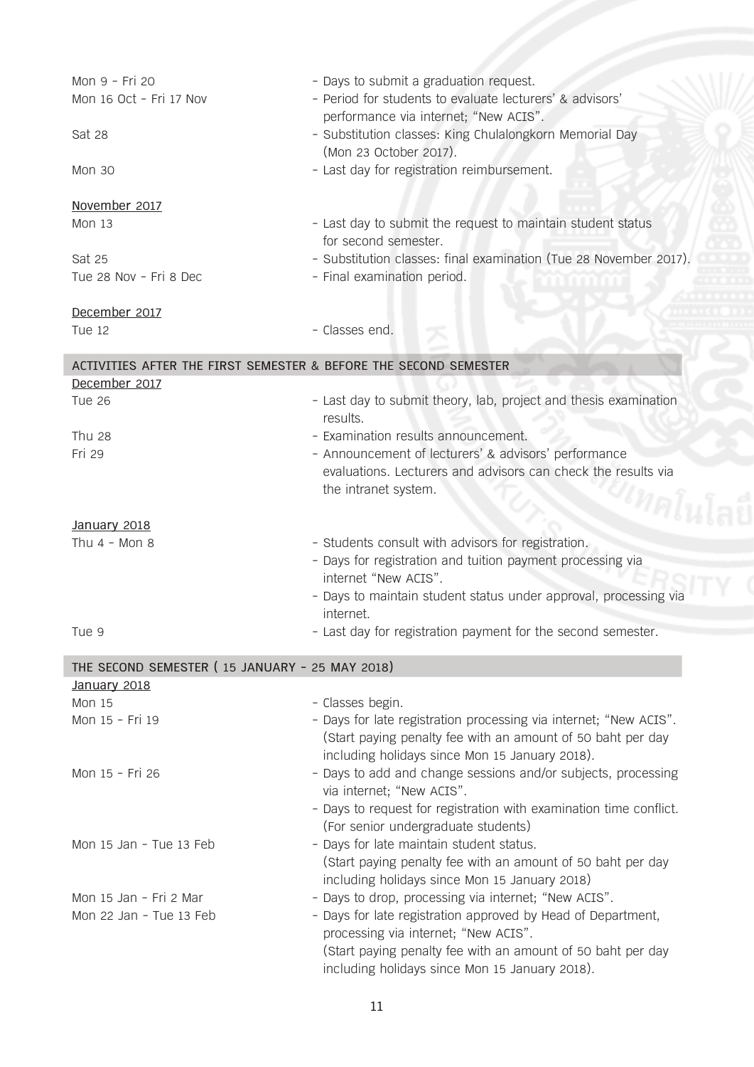| | |
|---|---|
| Mon 9 - Fri 20 | - Days to submit a graduation request. |
| Mon 16 Oct - Fri 17 Nov | - Period for students to evaluate lecturers' & advisors' performance via internet; "New ACIS". |
| Sat 28 | - Substitution classes: King Chulalongkorn Memorial Day (Mon 23 October 2017). |
| Mon 30 | - Last day for registration reimbursement. |

<u>November 2017</u>

| | |
|---|---|
| Mon 13 | - Last day to submit the request to maintain student status for second semester. |
| Sat 25 | - Substitution classes: final examination (Tue 28 November 2017). |
| Tue 28 Nov - Fri 8 Dec | - Final examination period. |

<u>December 2017</u>

| | |
|---|---|
| Tue 12 | - Classes end. |

## ACTIVITIES AFTER THE FIRST SEMESTER & BEFORE THE SECOND SEMESTER

<u>December 2017</u>

| | |
|---|---|
| Tue 26 | - Last day to submit theory, lab, project and thesis examination results. |
| Thu 28 | - Examination results announcement. |
| Fri 29 | - Announcement of lecturers' & advisors' performance evaluations. Lecturers and advisors can check the results via the intranet system. |

<u>January 2018</u>

| | |
|---|---|
| Thu 4 - Mon 8 | - Students consult with advisors for registration.<br>- Days for registration and tuition payment processing via internet "New ACIS".<br>- Days to maintain student status under approval, processing via internet. |
| Tue 9 | - Last day for registration payment for the second semester. |

## THE SECOND SEMESTER ( 15 JANUARY - 25 MAY 2018)

<u>January 2018</u>

| | |
|---|---|
| Mon 15 | - Classes begin. |
| Mon 15 - Fri 19 | - Days for late registration processing via internet; "New ACIS". (Start paying penalty fee with an amount of 50 baht per day including holidays since Mon 15 January 2018). |
| Mon 15 - Fri 26 | - Days to add and change sessions and/or subjects, processing via internet; "New ACIS".<br>- Days to request for registration with examination time conflict. (For senior undergraduate students) |
| Mon 15 Jan - Tue 13 Feb | - Days for late maintain student status. (Start paying penalty fee with an amount of 50 baht per day including holidays since Mon 15 January 2018) |
| Mon 15 Jan - Fri 2 Mar | - Days to drop, processing via internet; "New ACIS". |
| Mon 22 Jan - Tue 13 Feb | - Days for late registration approved by Head of Department, processing via internet; "New ACIS". (Start paying penalty fee with an amount of 50 baht per day including holidays since Mon 15 January 2018). |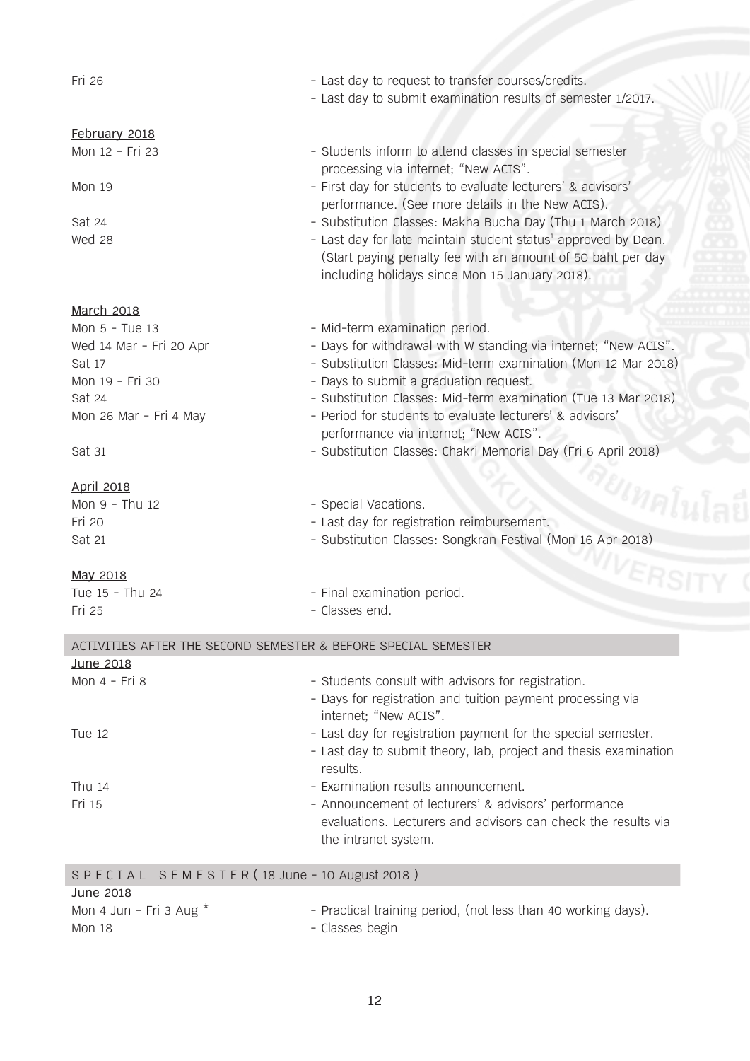| | |
|---|---|
| Fri 26 | - Last day to request to transfer courses/credits.<br>- Last day to submit examination results of semester 1/2017. |

**February 2018**

| | |
|---|---|
| Mon 12 - Fri 23 | - Students inform to attend classes in special semester processing via internet; "New ACIS". |
| Mon 19 | - First day for students to evaluate lecturers' & advisors' performance. (See more details in the New ACIS). |
| Sat 24 | - Substitution Classes: Makha Bucha Day (Thu 1 March 2018) |
| Wed 28 | - Last day for late maintain student status[1] approved by Dean. (Start paying penalty fee with an amount of 50 baht per day including holidays since Mon 15 January 2018). |

**March 2018**

| | |
|---|---|
| Mon 5 - Tue 13 | - Mid-term examination period. |
| Wed 14 Mar - Fri 20 Apr | - Days for withdrawal with W standing via internet; "New ACIS". |
| Sat 17 | - Substitution Classes: Mid-term examination (Mon 12 Mar 2018) |
| Mon 19 - Fri 30 | - Days to submit a graduation request. |
| Sat 24 | - Substitution Classes: Mid-term examination (Tue 13 Mar 2018) |
| Mon 26 Mar - Fri 4 May | - Period for students to evaluate lecturers' & advisors' performance via internet; "New ACIS". |
| Sat 31 | - Substitution Classes: Chakri Memorial Day (Fri 6 April 2018) |

**April 2018**

| | |
|---|---|
| Mon 9 - Thu 12 | - Special Vacations. |
| Fri 20 | - Last day for registration reimbursement. |
| Sat 21 | - Substitution Classes: Songkran Festival (Mon 16 Apr 2018) |

**May 2018**

| | |
|---|---|
| Tue 15 - Thu 24 | - Final examination period. |
| Fri 25 | - Classes end. |

## ACTIVITIES AFTER THE SECOND SEMESTER & BEFORE SPECIAL SEMESTER

**June 2018**

| | |
|---|---|
| Mon 4 - Fri 8 | - Students consult with advisors for registration.<br>- Days for registration and tuition payment processing via internet; "New ACIS". |
| Tue 12 | - Last day for registration payment for the special semester.<br>- Last day to submit theory, lab, project and thesis examination results. |
| Thu 14 | - Examination results announcement. |
| Fri 15 | - Announcement of lecturers' & advisors' performance evaluations. Lecturers and advisors can check the results via the intranet system. |

## SPECIAL SEMESTER ( 18 June - 10 August 2018 )

**June 2018**

| | |
|---|---|
| Mon 4 Jun - Fri 3 Aug * | - Practical training period, (not less than 40 working days). |
| Mon 18 | - Classes begin |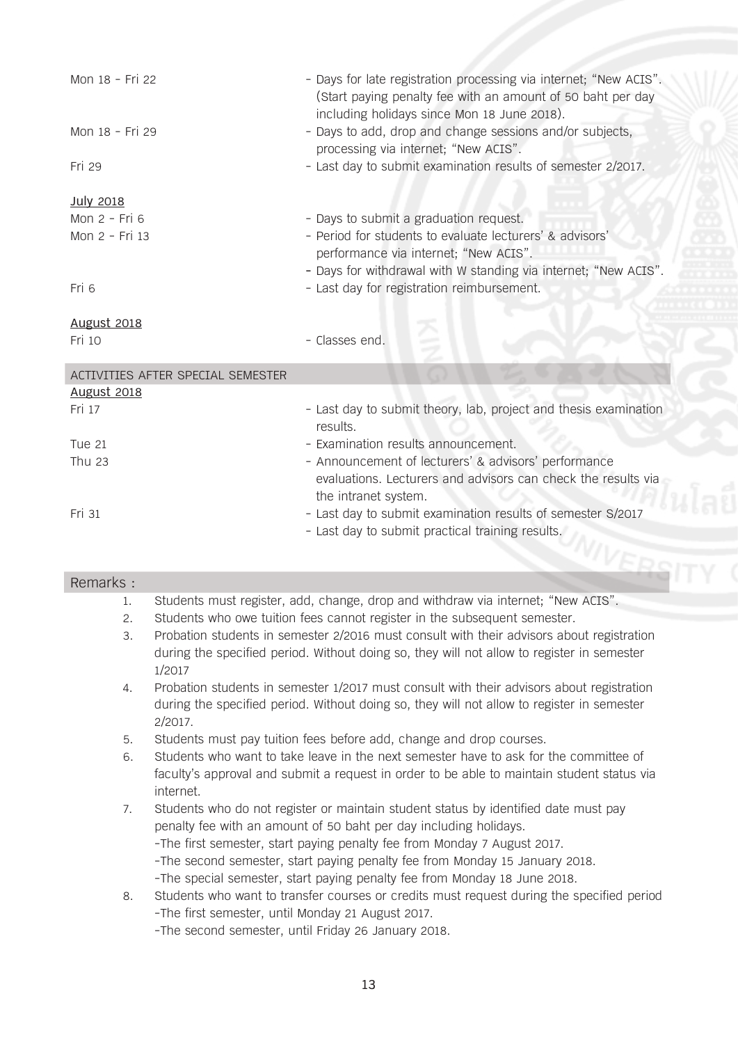| | |
|---|---|
| Mon 18 - Fri 22 | - Days for late registration processing via internet; "New ACIS". (Start paying penalty fee with an amount of 50 baht per day including holidays since Mon 18 June 2018). |
| Mon 18 - Fri 29 | - Days to add, drop and change sessions and/or subjects, processing via internet; "New ACIS". |
| Fri 29 | - Last day to submit examination results of semester 2/2017. |

**July 2018**

| | |
|---|---|
| Mon 2 - Fri 6 | - Days to submit a graduation request. |
| Mon 2 - Fri 13 | - Period for students to evaluate lecturers' & advisors' performance via internet; "New ACIS". |
| | - Days for withdrawal with W standing via internet; "New ACIS". |
| Fri 6 | - Last day for registration reimbursement. |

**August 2018**

| | |
|---|---|
| Fri 10 | - Classes end. |

## ACTIVITIES AFTER SPECIAL SEMESTER

**August 2018**

| | |
|---|---|
| Fri 17 | - Last day to submit theory, lab, project and thesis examination results. |
| Tue 21 | - Examination results announcement. |
| Thu 23 | - Announcement of lecturers' & advisors' performance evaluations. Lecturers and advisors can check the results via the intranet system. |
| Fri 31 | - Last day to submit examination results of semester S/2017 |
| | - Last day to submit practical training results. |

## Remarks :

1. Students must register, add, change, drop and withdraw via internet; "New ACIS".
2. Students who owe tuition fees cannot register in the subsequent semester.
3. Probation students in semester 2/2016 must consult with their advisors about registration during the specified period. Without doing so, they will not allow to register in semester 1/2017
4. Probation students in semester 1/2017 must consult with their advisors about registration during the specified period. Without doing so, they will not allow to register in semester 2/2017.
5. Students must pay tuition fees before add, change and drop courses.
6. Students who want to take leave in the next semester have to ask for the committee of faculty's approval and submit a request in order to be able to maintain student status via internet.
7. Students who do not register or maintain student status by identified date must pay penalty fee with an amount of 50 baht per day including holidays.
   -The first semester, start paying penalty fee from Monday 7 August 2017.
   -The second semester, start paying penalty fee from Monday 15 January 2018.
   -The special semester, start paying penalty fee from Monday 18 June 2018.
8. Students who want to transfer courses or credits must request during the specified period
   -The first semester, until Monday 21 August 2017.
   -The second semester, until Friday 26 January 2018.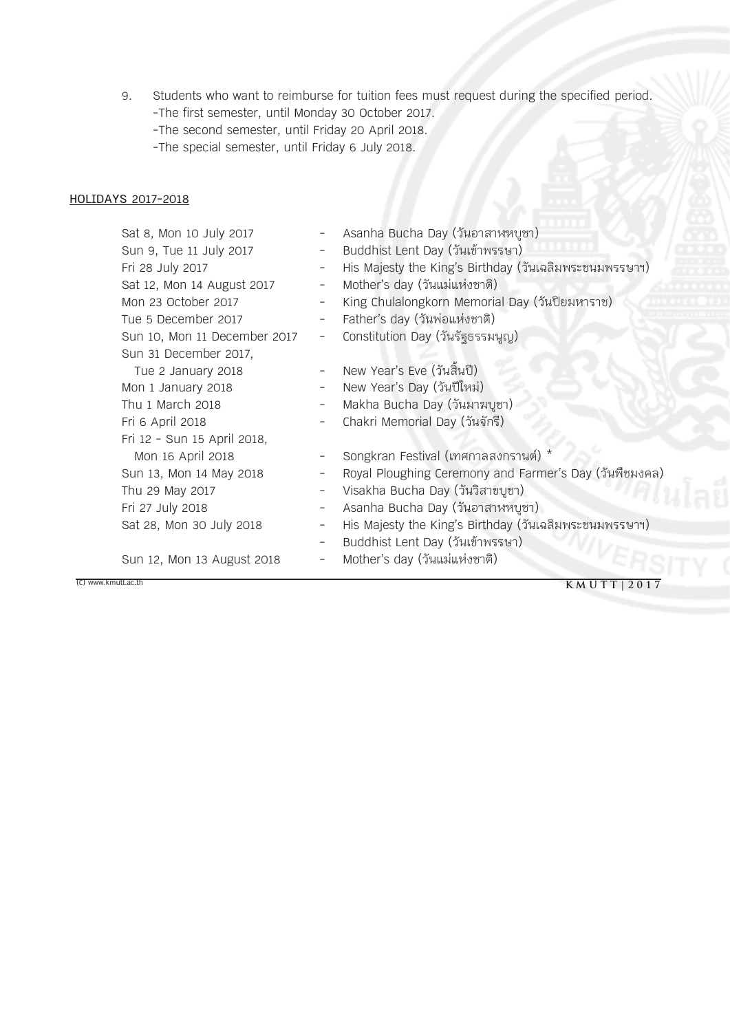9. Students who want to reimburse for tuition fees must request during the specified period.
   -The first semester, until Monday 30 October 2017.
   -The second semester, until Friday 20 April 2018.
   -The special semester, until Friday 6 July 2018.

**HOLIDAYS 2017-2018**

| | | |
|---|---|---|
| Sat 8, Mon 10 July 2017 | - | Asanha Bucha Day (วันอาสาฬหบูชา) |
| Sun 9, Tue 11 July 2017 | - | Buddhist Lent Day (วันเข้าพรรษา) |
| Fri 28 July 2017 | - | His Majesty the King's Birthday (วันเฉลิมพระชนมพรรษาฯ) |
| Sat 12, Mon 14 August 2017 | - | Mother's day (วันแม่แห่งชาติ) |
| Mon 23 October 2017 | - | King Chulalongkorn Memorial Day (วันปิยมหาราช) |
| Tue 5 December 2017 | - | Father's day (วันพ่อแห่งชาติ) |
| Sun 10, Mon 11 December 2017 | - | Constitution Day (วันรัฐธรรมนูญ) |
| Sun 31 December 2017, Tue 2 January 2018 | - | New Year's Eve (วันสิ้นปี) |
| Mon 1 January 2018 | - | New Year's Day (วันปีใหม่) |
| Thu 1 March 2018 | - | Makha Bucha Day (วันมาฆบูชา) |
| Fri 6 April 2018 | - | Chakri Memorial Day (วันจักรี) |
| Fri 12 - Sun 15 April 2018, Mon 16 April 2018 | - | Songkran Festival (เทศกาลสงกรานต์) * |
| Sun 13, Mon 14 May 2018 | - | Royal Ploughing Ceremony and Farmer's Day (วันพืชมงคล) |
| Thu 29 May 2017 | - | Visakha Bucha Day (วันวิสาขบูชา) |
| Fri 27 July 2018 | - | Asanha Bucha Day (วันอาสาฬหบูชา) |
| Sat 28, Mon 30 July 2018 | - | His Majesty the King's Birthday (วันเฉลิมพระชนมพรรษาฯ) |
| | - | Buddhist Lent Day (วันเข้าพรรษา) |
| Sun 12, Mon 13 August 2018 | - | Mother's day (วันแม่แห่งชาติ) |